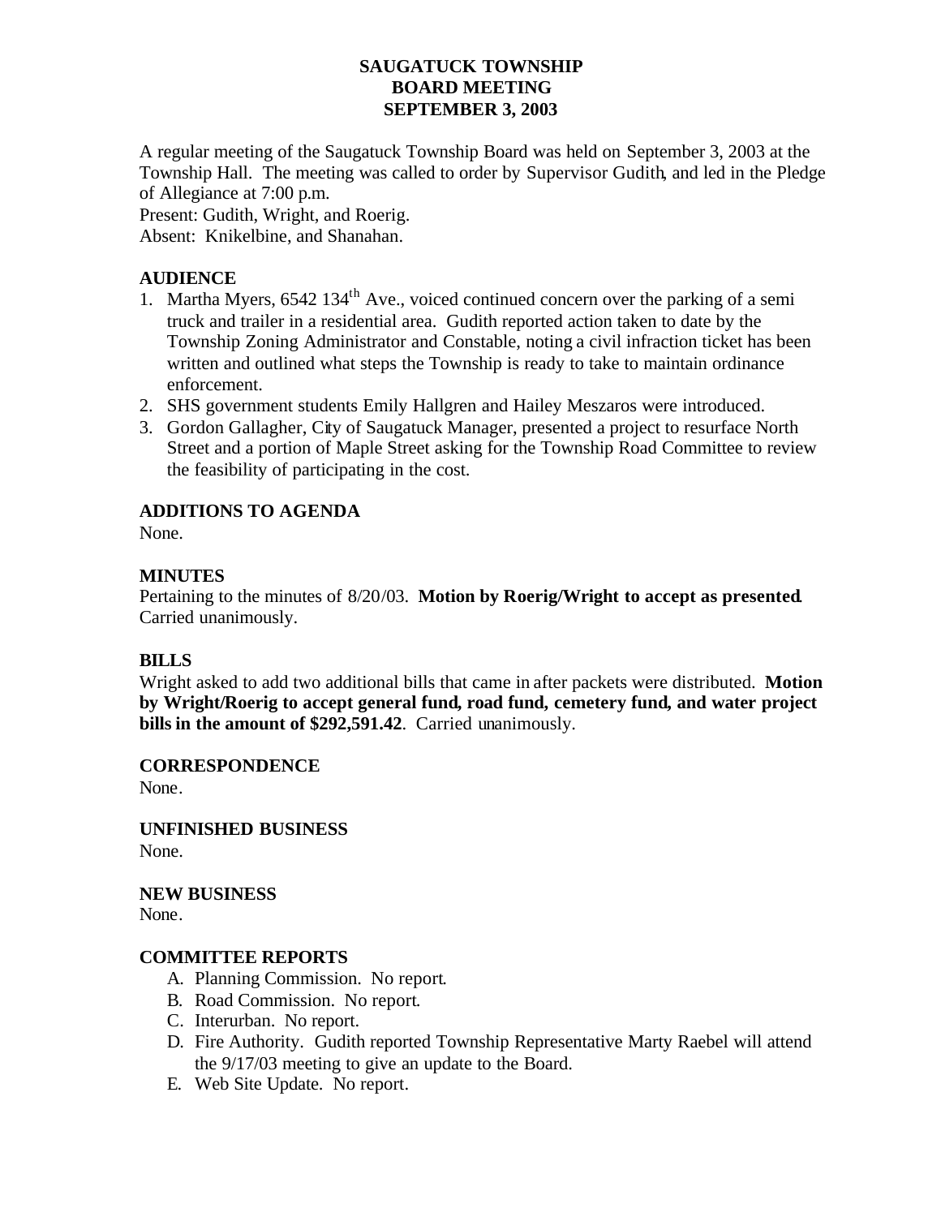# SAUGATUCK TOWNSHIP
# BOARD MEETING
# SEPTEMBER 3, 2003

A regular meeting of the Saugatuck Township Board was held on September 3, 2003 at the Township Hall. The meeting was called to order by Supervisor Gudith, and led in the Pledge of Allegiance at 7:00 p.m.

Present: Gudith, Wright, and Roerig.

Absent: Knikelbine, and Shanahan.

## AUDIENCE

1. Martha Myers, 6542 134th Ave., voiced continued concern over the parking of a semi truck and trailer in a residential area. Gudith reported action taken to date by the Township Zoning Administrator and Constable, noting a civil infraction ticket has been written and outlined what steps the Township is ready to take to maintain ordinance enforcement.
2. SHS government students Emily Hallgren and Hailey Meszaros were introduced.
3. Gordon Gallagher, City of Saugatuck Manager, presented a project to resurface North Street and a portion of Maple Street asking for the Township Road Committee to review the feasibility of participating in the cost.

## ADDITIONS TO AGENDA

None.

## MINUTES

Pertaining to the minutes of 8/20/03. **Motion by Roerig/Wright to accept as presented**. Carried unanimously.

## BILLS

Wright asked to add two additional bills that came in after packets were distributed. **Motion by Wright/Roerig to accept general fund, road fund, cemetery fund, and water project bills in the amount of $292,591.42**. Carried unanimously.

## CORRESPONDENCE

None.

## UNFINISHED BUSINESS

None.

## NEW BUSINESS

None.

## COMMITTEE REPORTS

A. Planning Commission. No report.
B. Road Commission. No report.
C. Interurban. No report.
D. Fire Authority. Gudith reported Township Representative Marty Raebel will attend the 9/17/03 meeting to give an update to the Board.
E. Web Site Update. No report.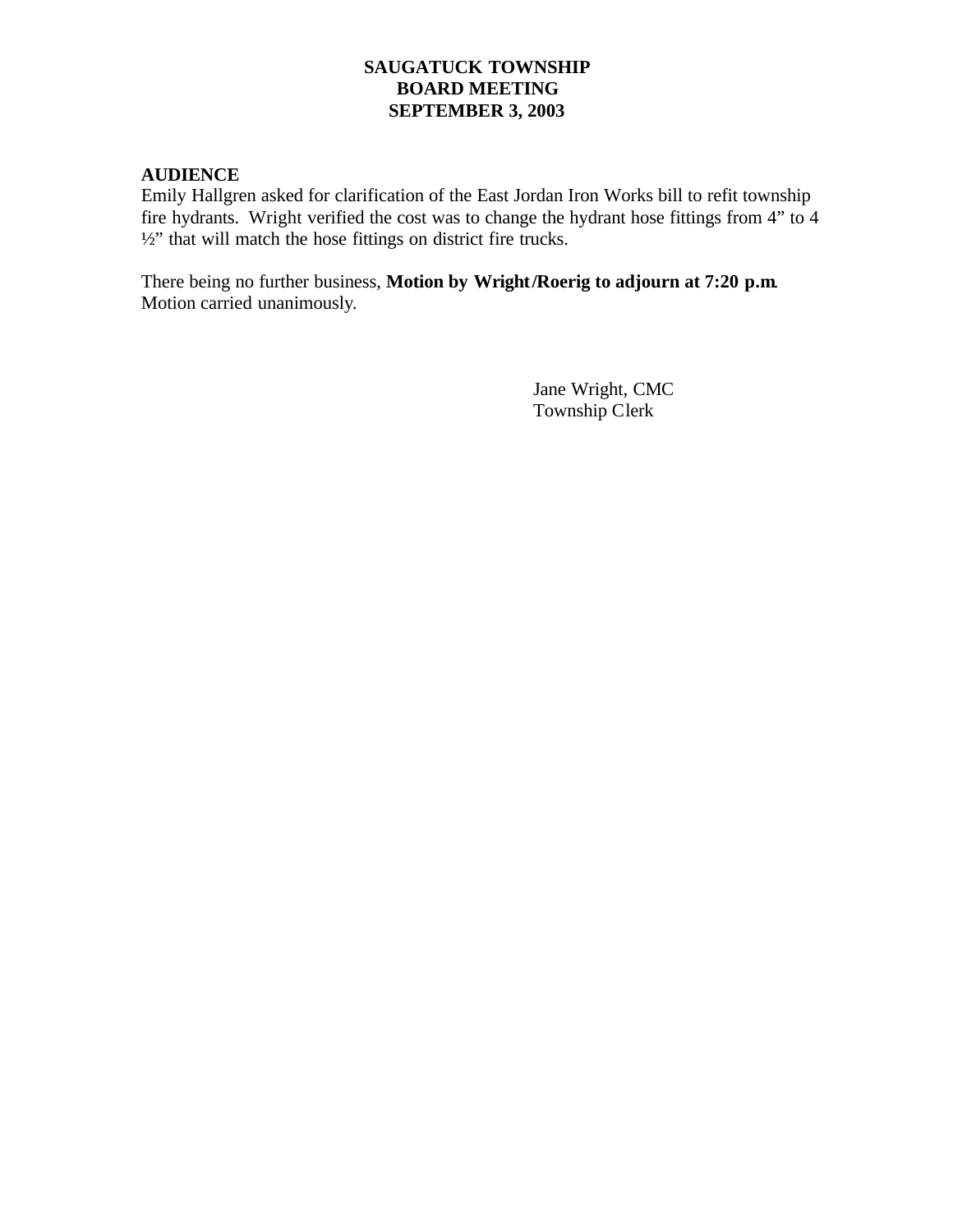**SAUGATUCK TOWNSHIP**
**BOARD MEETING**
**SEPTEMBER 3, 2003**

**AUDIENCE**

Emily Hallgren asked for clarification of the East Jordan Iron Works bill to refit township fire hydrants. Wright verified the cost was to change the hydrant hose fittings from 4" to 4 ½" that will match the hose fittings on district fire trucks.

There being no further business, **Motion by Wright/Roerig to adjourn at 7:20 p.m.** Motion carried unanimously.

Jane Wright, CMC
Township Clerk